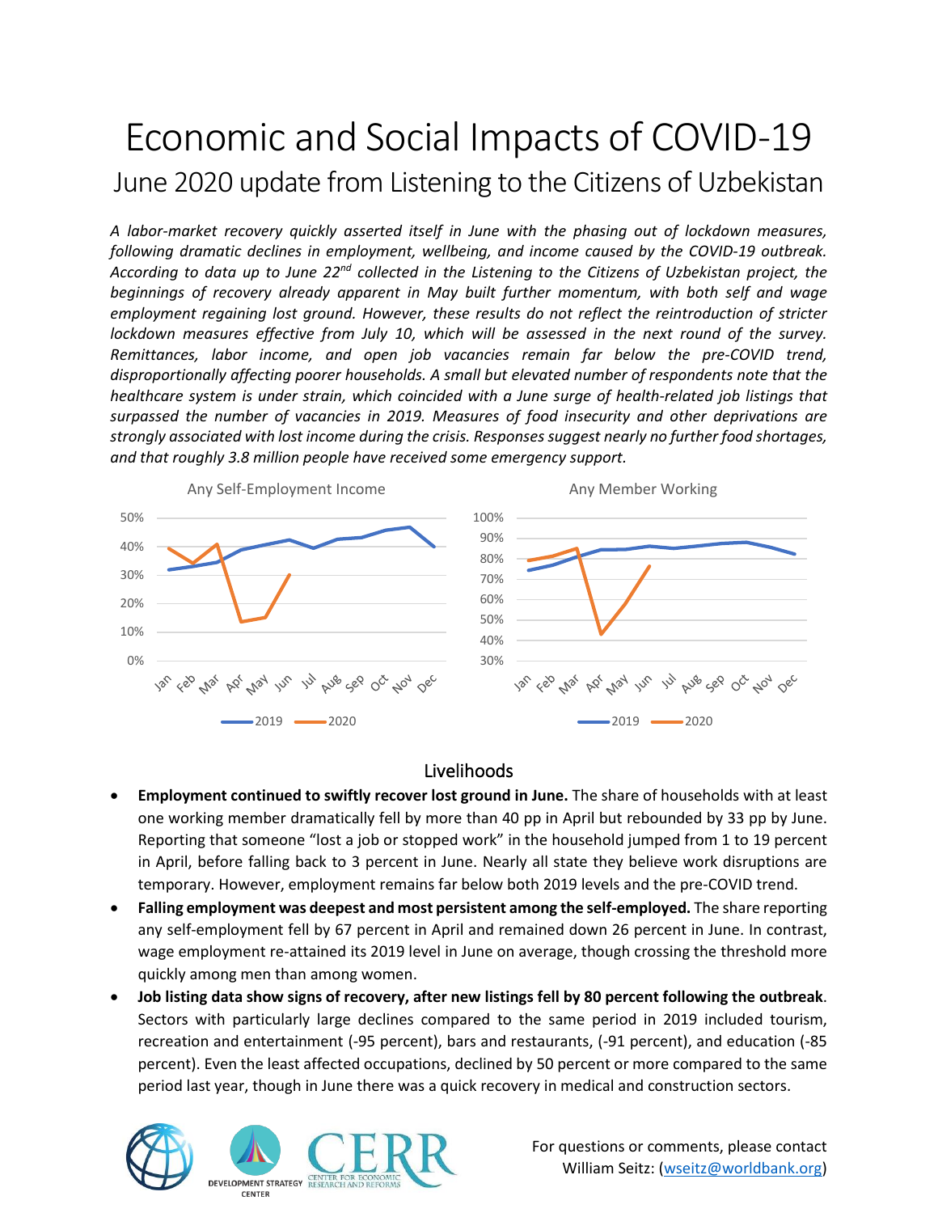# Economic and Social Impacts of COVID-19

## June 2020 update from Listening to the Citizens of Uzbekistan

*A labor-market recovery quickly asserted itself in June with the phasing out of lockdown measures, following dramatic declines in employment, wellbeing, and income caused by the COVID-19 outbreak. According to data up to June 22nd collected in the Listening to the Citizens of Uzbekistan project, the beginnings of recovery already apparent in May built further momentum, with both self and wage employment regaining lost ground. However, these results do not reflect the reintroduction of stricter lockdown measures effective from July 10, which will be assessed in the next round of the survey. Remittances, labor income, and open job vacancies remain far below the pre-COVID trend, disproportionally affecting poorer households. A small but elevated number of respondents note that the healthcare system is under strain, which coincided with a June surge of health-related job listings that surpassed the number of vacancies in 2019. Measures of food insecurity and other deprivations are strongly associated with lost income during the crisis. Responses suggest nearly no further food shortages, and that roughly 3.8 million people have received some emergency support.*

Any Self-Employment Income

Any Member Working

### Livelihoods

- **Employment continued to swiftly recover lost ground in June.** The share of households with at least one working member dramatically fell by more than 40 pp in April but rebounded by 33 pp by June. Reporting that someone "lost a job or stopped work" in the household jumped from 1 to 19 percent in April, before falling back to 3 percent in June. Nearly all state they believe work disruptions are temporary. However, employment remains far below both 2019 levels and the pre-COVID trend.
- **Falling employment was deepest and most persistent among the self-employed.** The share reporting any self-employment fell by 67 percent in April and remained down 26 percent in June. In contrast, wage employment re-attained its 2019 level in June on average, though crossing the threshold more quickly among men than among women.
- **Job listing data show signs of recovery, after new listings fell by 80 percent following the outbreak**. Sectors with particularly large declines compared to the same period in 2019 included tourism, recreation and entertainment (-95 percent), bars and restaurants, (-91 percent), and education (-85 percent). Even the least affected occupations, declined by 50 percent or more compared to the same period last year, though in June there was a quick recovery in medical and construction sectors.

For questions or comments, please contact William Seitz: (wseitz@worldbank.org)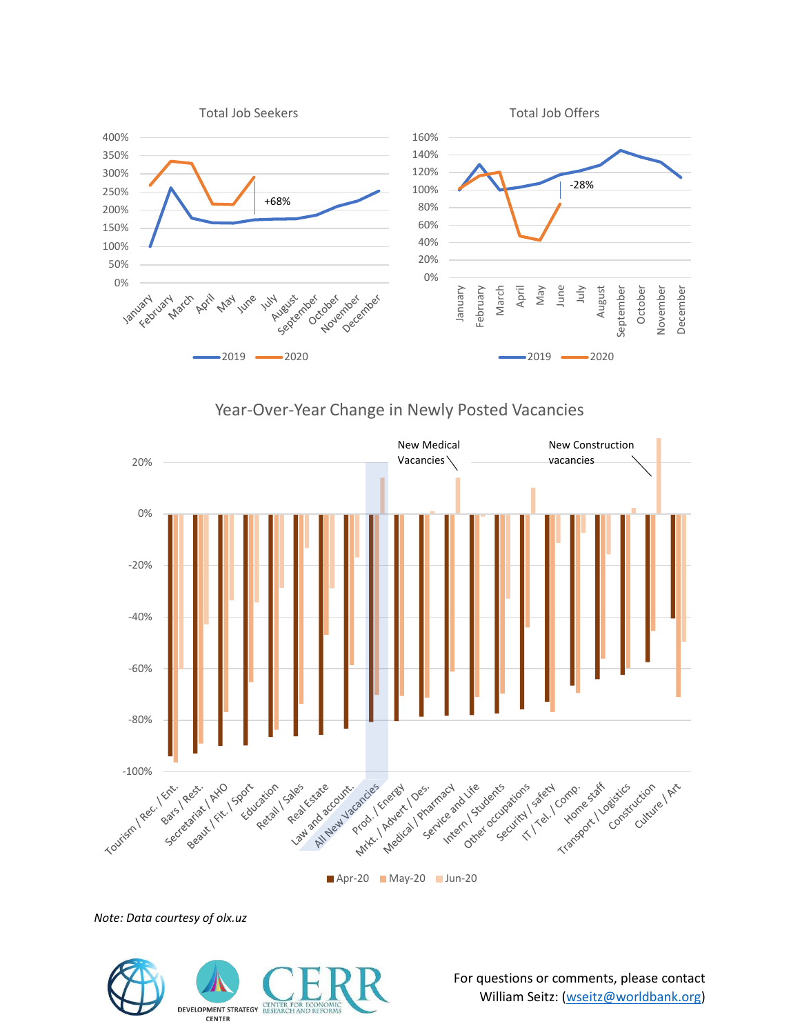Total Job Seekers

Total Job Offers

Year-Over-Year Change in Newly Posted Vacancies

*Note: Data courtesy of olx.uz*

For questions or comments, please contact William Seitz: (wseitz@worldbank.org)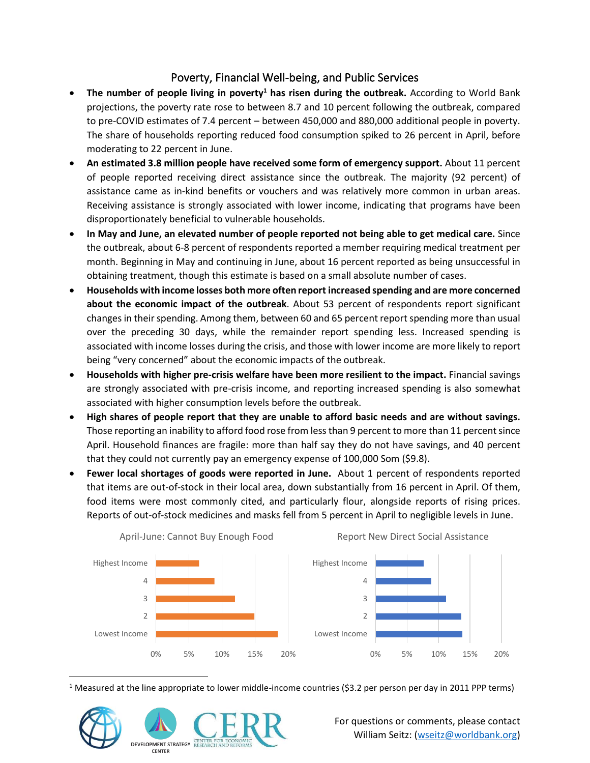## Poverty, Financial Well-being, and Public Services

- **The number of people living in poverty[1] has risen during the outbreak.** According to World Bank projections, the poverty rate rose to between 8.7 and 10 percent following the outbreak, compared to pre-COVID estimates of 7.4 percent – between 450,000 and 880,000 additional people in poverty. The share of households reporting reduced food consumption spiked to 26 percent in April, before moderating to 22 percent in June.
- **An estimated 3.8 million people have received some form of emergency support.** About 11 percent of people reported receiving direct assistance since the outbreak. The majority (92 percent) of assistance came as in-kind benefits or vouchers and was relatively more common in urban areas. Receiving assistance is strongly associated with lower income, indicating that programs have been disproportionately beneficial to vulnerable households.
- **In May and June, an elevated number of people reported not being able to get medical care.** Since the outbreak, about 6-8 percent of respondents reported a member requiring medical treatment per month. Beginning in May and continuing in June, about 16 percent reported as being unsuccessful in obtaining treatment, though this estimate is based on a small absolute number of cases.
- **Households with income losses both more often report increased spending and are more concerned about the economic impact of the outbreak**. About 53 percent of respondents report significant changes in their spending. Among them, between 60 and 65 percent report spending more than usual over the preceding 30 days, while the remainder report spending less. Increased spending is associated with income losses during the crisis, and those with lower income are more likely to report being "very concerned" about the economic impacts of the outbreak.
- **Households with higher pre-crisis welfare have been more resilient to the impact.** Financial savings are strongly associated with pre-crisis income, and reporting increased spending is also somewhat associated with higher consumption levels before the outbreak.
- **High shares of people report that they are unable to afford basic needs and are without savings.** Those reporting an inability to afford food rose from less than 9 percent to more than 11 percent since April. Household finances are fragile: more than half say they do not have savings, and 40 percent that they could not currently pay an emergency expense of 100,000 Som ($9.8).
- **Fewer local shortages of goods were reported in June.** About 1 percent of respondents reported that items are out-of-stock in their local area, down substantially from 16 percent in April. Of them, food items were most commonly cited, and particularly flour, alongside reports of rising prices. Reports of out-of-stock medicines and masks fell from 5 percent in April to negligible levels in June.

April-June: Cannot Buy Enough Food

Report New Direct Social Assistance

[1] Measured at the line appropriate to lower middle-income countries ($3.2 per person per day in 2011 PPP terms)

For questions or comments, please contact William Seitz: (wseitz@worldbank.org)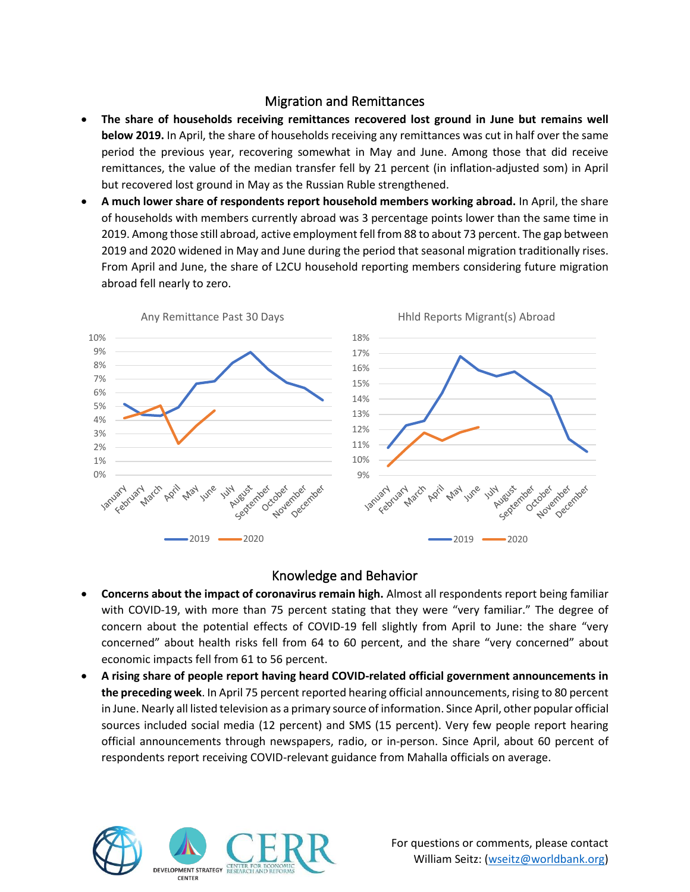## Migration and Remittances

- **The share of households receiving remittances recovered lost ground in June but remains well below 2019.** In April, the share of households receiving any remittances was cut in half over the same period the previous year, recovering somewhat in May and June. Among those that did receive remittances, the value of the median transfer fell by 21 percent (in inflation-adjusted som) in April but recovered lost ground in May as the Russian Ruble strengthened.
- **A much lower share of respondents report household members working abroad.** In April, the share of households with members currently abroad was 3 percentage points lower than the same time in 2019. Among those still abroad, active employment fell from 88 to about 73 percent. The gap between 2019 and 2020 widened in May and June during the period that seasonal migration traditionally rises. From April and June, the share of L2CU household reporting members considering future migration abroad fell nearly to zero.

Any Remittance Past 30 Days

Hhld Reports Migrant(s) Abroad

## Knowledge and Behavior

- **Concerns about the impact of coronavirus remain high.** Almost all respondents report being familiar with COVID-19, with more than 75 percent stating that they were "very familiar." The degree of concern about the potential effects of COVID-19 fell slightly from April to June: the share "very concerned" about health risks fell from 64 to 60 percent, and the share "very concerned" about economic impacts fell from 61 to 56 percent.
- **A rising share of people report having heard COVID-related official government announcements in the preceding week**. In April 75 percent reported hearing official announcements, rising to 80 percent in June. Nearly all listed television as a primary source of information. Since April, other popular official sources included social media (12 percent) and SMS (15 percent). Very few people report hearing official announcements through newspapers, radio, or in-person. Since April, about 60 percent of respondents report receiving COVID-relevant guidance from Mahalla officials on average.

For questions or comments, please contact William Seitz: (wseitz@worldbank.org)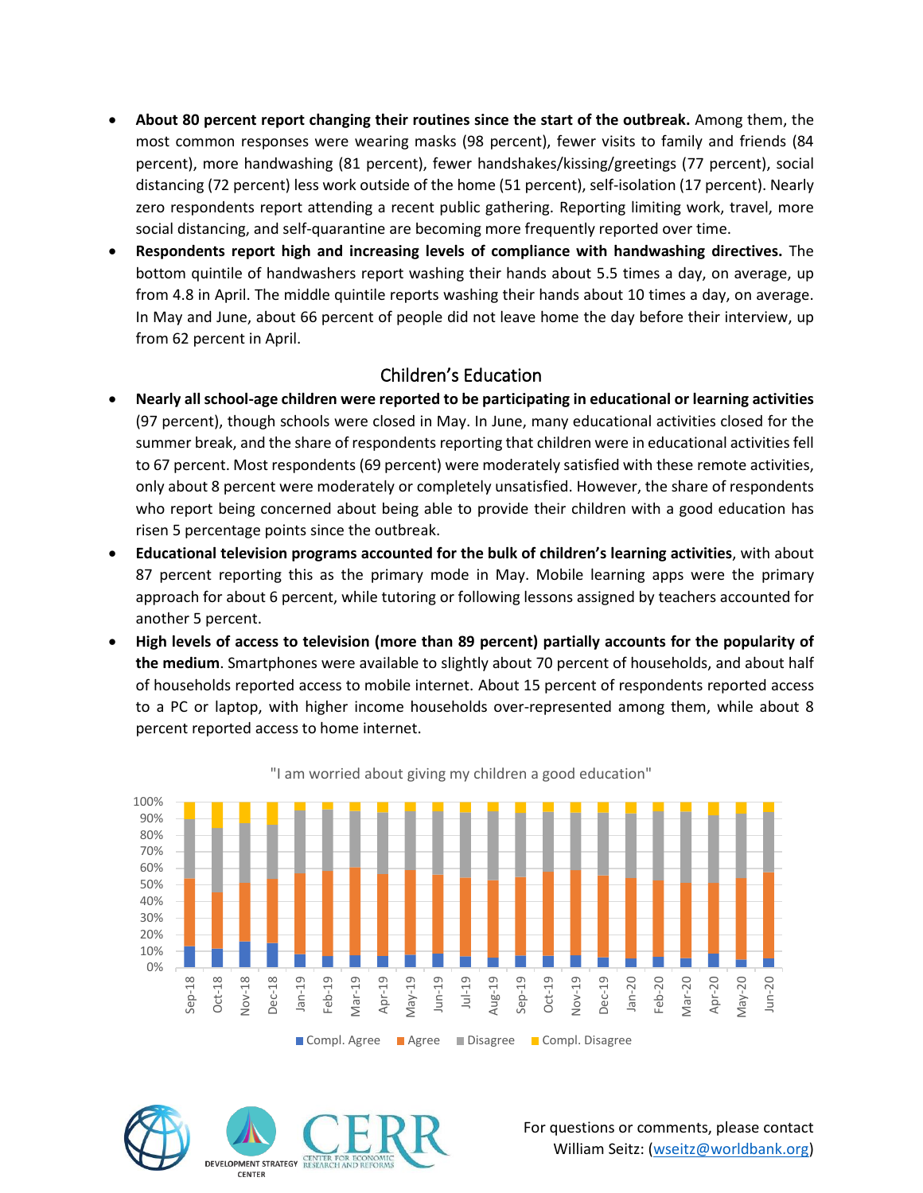- **About 80 percent report changing their routines since the start of the outbreak.** Among them, the most common responses were wearing masks (98 percent), fewer visits to family and friends (84 percent), more handwashing (81 percent), fewer handshakes/kissing/greetings (77 percent), social distancing (72 percent) less work outside of the home (51 percent), self-isolation (17 percent). Nearly zero respondents report attending a recent public gathering. Reporting limiting work, travel, more social distancing, and self-quarantine are becoming more frequently reported over time.
- **Respondents report high and increasing levels of compliance with handwashing directives.** The bottom quintile of handwashers report washing their hands about 5.5 times a day, on average, up from 4.8 in April. The middle quintile reports washing their hands about 10 times a day, on average. In May and June, about 66 percent of people did not leave home the day before their interview, up from 62 percent in April.

## Children's Education

- **Nearly all school-age children were reported to be participating in educational or learning activities** (97 percent), though schools were closed in May. In June, many educational activities closed for the summer break, and the share of respondents reporting that children were in educational activities fell to 67 percent. Most respondents (69 percent) were moderately satisfied with these remote activities, only about 8 percent were moderately or completely unsatisfied. However, the share of respondents who report being concerned about being able to provide their children with a good education has risen 5 percentage points since the outbreak.
- **Educational television programs accounted for the bulk of children's learning activities**, with about 87 percent reporting this as the primary mode in May. Mobile learning apps were the primary approach for about 6 percent, while tutoring or following lessons assigned by teachers accounted for another 5 percent.
- **High levels of access to television (more than 89 percent) partially accounts for the popularity of the medium**. Smartphones were available to slightly about 70 percent of households, and about half of households reported access to mobile internet. About 15 percent of respondents reported access to a PC or laptop, with higher income households over-represented among them, while about 8 percent reported access to home internet.

"I am worried about giving my children a good education"

100%
90%
80%
70%
60%
50%
40%
30%
20%
10%
0%

Sep-18 Oct-18 Nov-18 Dec-18 Jan-19 Feb-19 Mar-19 Apr-19 May-19 Jun-19 Jul-19 Aug-19 Sep-19 Oct-19 Nov-19 Dec-19 Jan-20 Feb-20 Mar-20 Apr-20 May-20 Jun-20

Compl. Agree Agree Disagree Compl. Disagree

For questions or comments, please contact William Seitz: (wseitz@worldbank.org)